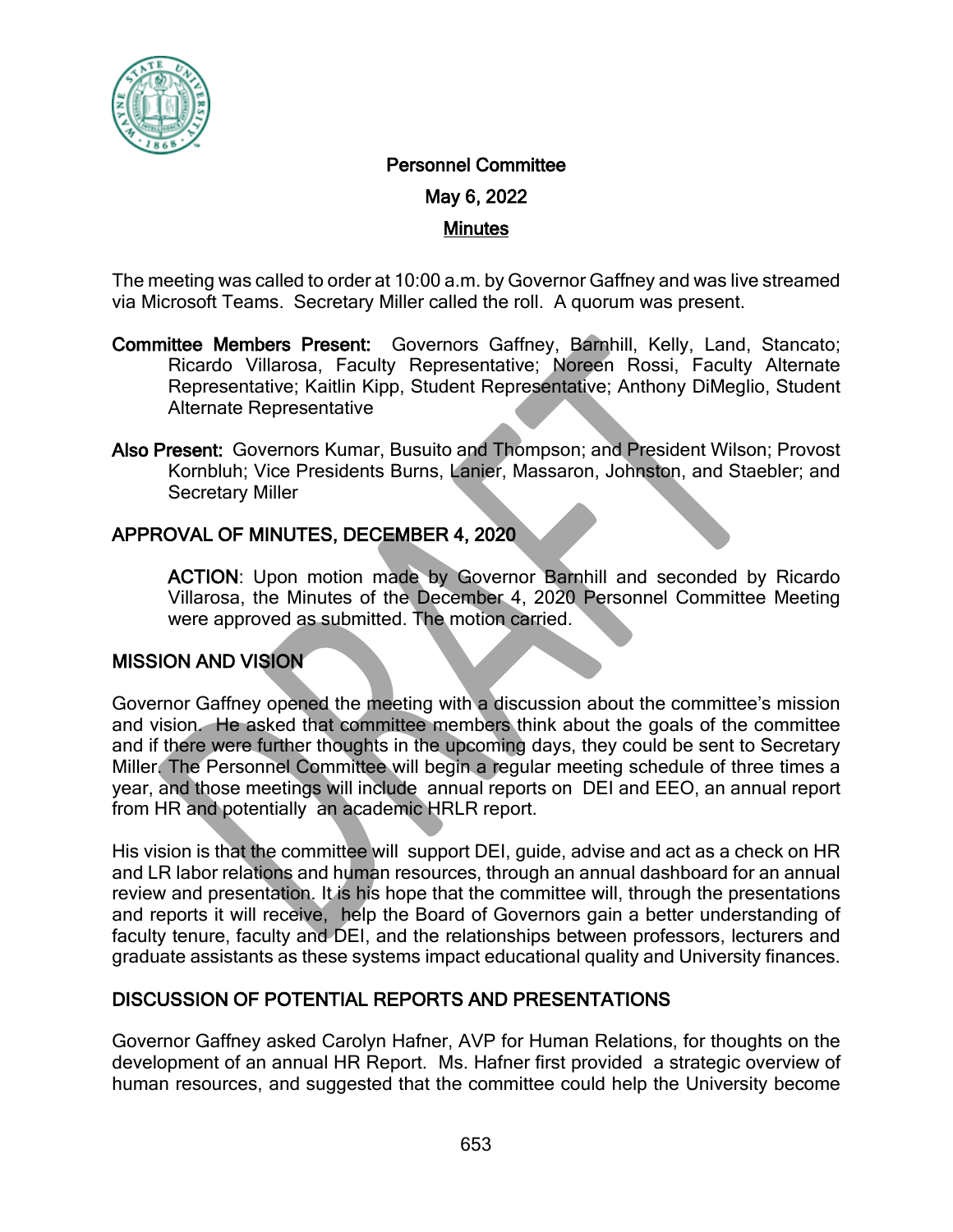# Personnel Committee

## May 6, 2022

## Minutes

The meeting was called to order at 10:00 a.m. by Governor Gaffney and was live streamed via Microsoft Teams. Secretary Miller called the roll. A quorum was present.

**Committee Members Present:** Governors Gaffney, Barnhill, Kelly, Land, Stancato; Ricardo Villarosa, Faculty Representative; Noreen Rossi, Faculty Alternate Representative; Kaitlin Kipp, Student Representative; Anthony DiMeglio, Student Alternate Representative

**Also Present:** Governors Kumar, Busuito and Thompson; and President Wilson; Provost Kornbluh; Vice Presidents Burns, Lanier, Massaron, Johnston, and Staebler; and Secretary Miller

### APPROVAL OF MINUTES, DECEMBER 4, 2020

**ACTION**: Upon motion made by Governor Barnhill and seconded by Ricardo Villarosa, the Minutes of the December 4, 2020 Personnel Committee Meeting were approved as submitted. The motion carried.

### MISSION AND VISION

Governor Gaffney opened the meeting with a discussion about the committee's mission and vision. He asked that committee members think about the goals of the committee and if there were further thoughts in the upcoming days, they could be sent to Secretary Miller. The Personnel Committee will begin a regular meeting schedule of three times a year, and those meetings will include annual reports on DEI and EEO, an annual report from HR and potentially an academic HRLR report.

His vision is that the committee will support DEI, guide, advise and act as a check on HR and LR labor relations and human resources, through an annual dashboard for an annual review and presentation. It is his hope that the committee will, through the presentations and reports it will receive, help the Board of Governors gain a better understanding of faculty tenure, faculty and DEI, and the relationships between professors, lecturers and graduate assistants as these systems impact educational quality and University finances.

### DISCUSSION OF POTENTIAL REPORTS AND PRESENTATIONS

Governor Gaffney asked Carolyn Hafner, AVP for Human Relations, for thoughts on the development of an annual HR Report. Ms. Hafner first provided a strategic overview of human resources, and suggested that the committee could help the University become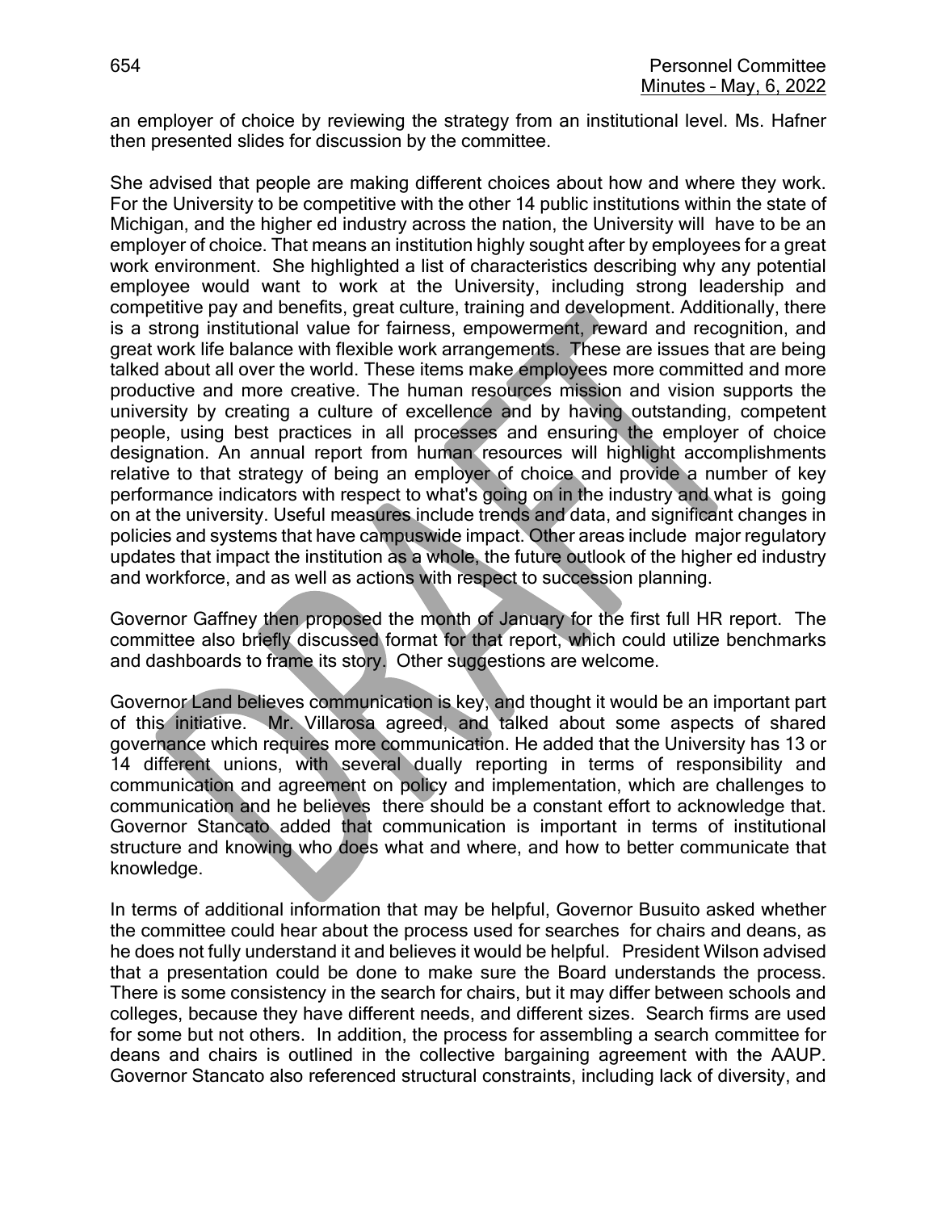an employer of choice by reviewing the strategy from an institutional level. Ms. Hafner then presented slides for discussion by the committee.

She advised that people are making different choices about how and where they work. For the University to be competitive with the other 14 public institutions within the state of Michigan, and the higher ed industry across the nation, the University will have to be an employer of choice. That means an institution highly sought after by employees for a great work environment. She highlighted a list of characteristics describing why any potential employee would want to work at the University, including strong leadership and competitive pay and benefits, great culture, training and development. Additionally, there is a strong institutional value for fairness, empowerment, reward and recognition, and great work life balance with flexible work arrangements. These are issues that are being talked about all over the world. These items make employees more committed and more productive and more creative. The human resources mission and vision supports the university by creating a culture of excellence and by having outstanding, competent people, using best practices in all processes and ensuring the employer of choice designation. An annual report from human resources will highlight accomplishments relative to that strategy of being an employer of choice and provide a number of key performance indicators with respect to what's going on in the industry and what is going on at the university. Useful measures include trends and data, and significant changes in policies and systems that have campuswide impact. Other areas include major regulatory updates that impact the institution as a whole, the future outlook of the higher ed industry and workforce, and as well as actions with respect to succession planning.

Governor Gaffney then proposed the month of January for the first full HR report. The committee also briefly discussed format for that report, which could utilize benchmarks and dashboards to frame its story. Other suggestions are welcome.

Governor Land believes communication is key, and thought it would be an important part of this initiative. Mr. Villarosa agreed, and talked about some aspects of shared governance which requires more communication. He added that the University has 13 or 14 different unions, with several dually reporting in terms of responsibility and communication and agreement on policy and implementation, which are challenges to communication and he believes there should be a constant effort to acknowledge that. Governor Stancato added that communication is important in terms of institutional structure and knowing who does what and where, and how to better communicate that knowledge.

In terms of additional information that may be helpful, Governor Busuito asked whether the committee could hear about the process used for searches for chairs and deans, as he does not fully understand it and believes it would be helpful. President Wilson advised that a presentation could be done to make sure the Board understands the process. There is some consistency in the search for chairs, but it may differ between schools and colleges, because they have different needs, and different sizes. Search firms are used for some but not others. In addition, the process for assembling a search committee for deans and chairs is outlined in the collective bargaining agreement with the AAUP. Governor Stancato also referenced structural constraints, including lack of diversity, and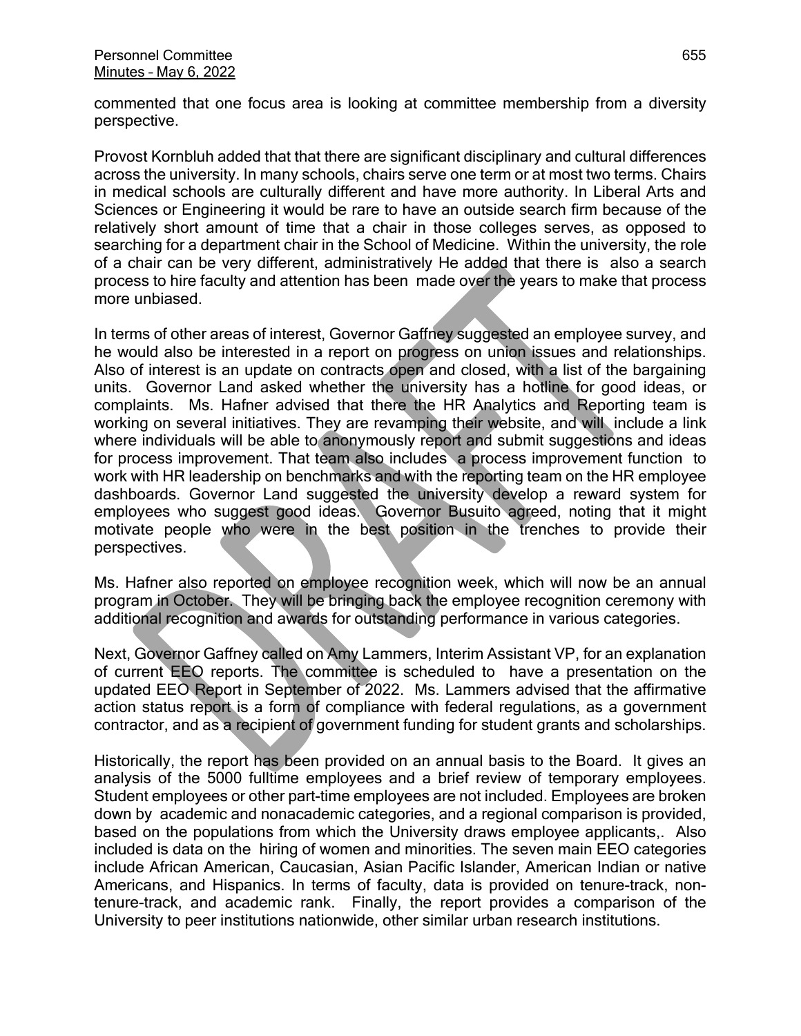commented that one focus area is looking at committee membership from a diversity perspective.

Provost Kornbluh added that that there are significant disciplinary and cultural differences across the university. In many schools, chairs serve one term or at most two terms. Chairs in medical schools are culturally different and have more authority. In Liberal Arts and Sciences or Engineering it would be rare to have an outside search firm because of the relatively short amount of time that a chair in those colleges serves, as opposed to searching for a department chair in the School of Medicine. Within the university, the role of a chair can be very different, administratively He added that there is also a search process to hire faculty and attention has been made over the years to make that process more unbiased.

In terms of other areas of interest, Governor Gaffney suggested an employee survey, and he would also be interested in a report on progress on union issues and relationships. Also of interest is an update on contracts open and closed, with a list of the bargaining units. Governor Land asked whether the university has a hotline for good ideas, or complaints. Ms. Hafner advised that there the HR Analytics and Reporting team is working on several initiatives. They are revamping their website, and will include a link where individuals will be able to anonymously report and submit suggestions and ideas for process improvement. That team also includes a process improvement function to work with HR leadership on benchmarks and with the reporting team on the HR employee dashboards. Governor Land suggested the university develop a reward system for employees who suggest good ideas. Governor Busuito agreed, noting that it might motivate people who were in the best position in the trenches to provide their perspectives.

Ms. Hafner also reported on employee recognition week, which will now be an annual program in October. They will be bringing back the employee recognition ceremony with additional recognition and awards for outstanding performance in various categories.

Next, Governor Gaffney called on Amy Lammers, Interim Assistant VP, for an explanation of current EEO reports. The committee is scheduled to have a presentation on the updated EEO Report in September of 2022. Ms. Lammers advised that the affirmative action status report is a form of compliance with federal regulations, as a government contractor, and as a recipient of government funding for student grants and scholarships.

Historically, the report has been provided on an annual basis to the Board. It gives an analysis of the 5000 fulltime employees and a brief review of temporary employees. Student employees or other part-time employees are not included. Employees are broken down by academic and nonacademic categories, and a regional comparison is provided, based on the populations from which the University draws employee applicants,. Also included is data on the hiring of women and minorities. The seven main EEO categories include African American, Caucasian, Asian Pacific Islander, American Indian or native Americans, and Hispanics. In terms of faculty, data is provided on tenure-track, non-tenure-track, and academic rank. Finally, the report provides a comparison of the University to peer institutions nationwide, other similar urban research institutions.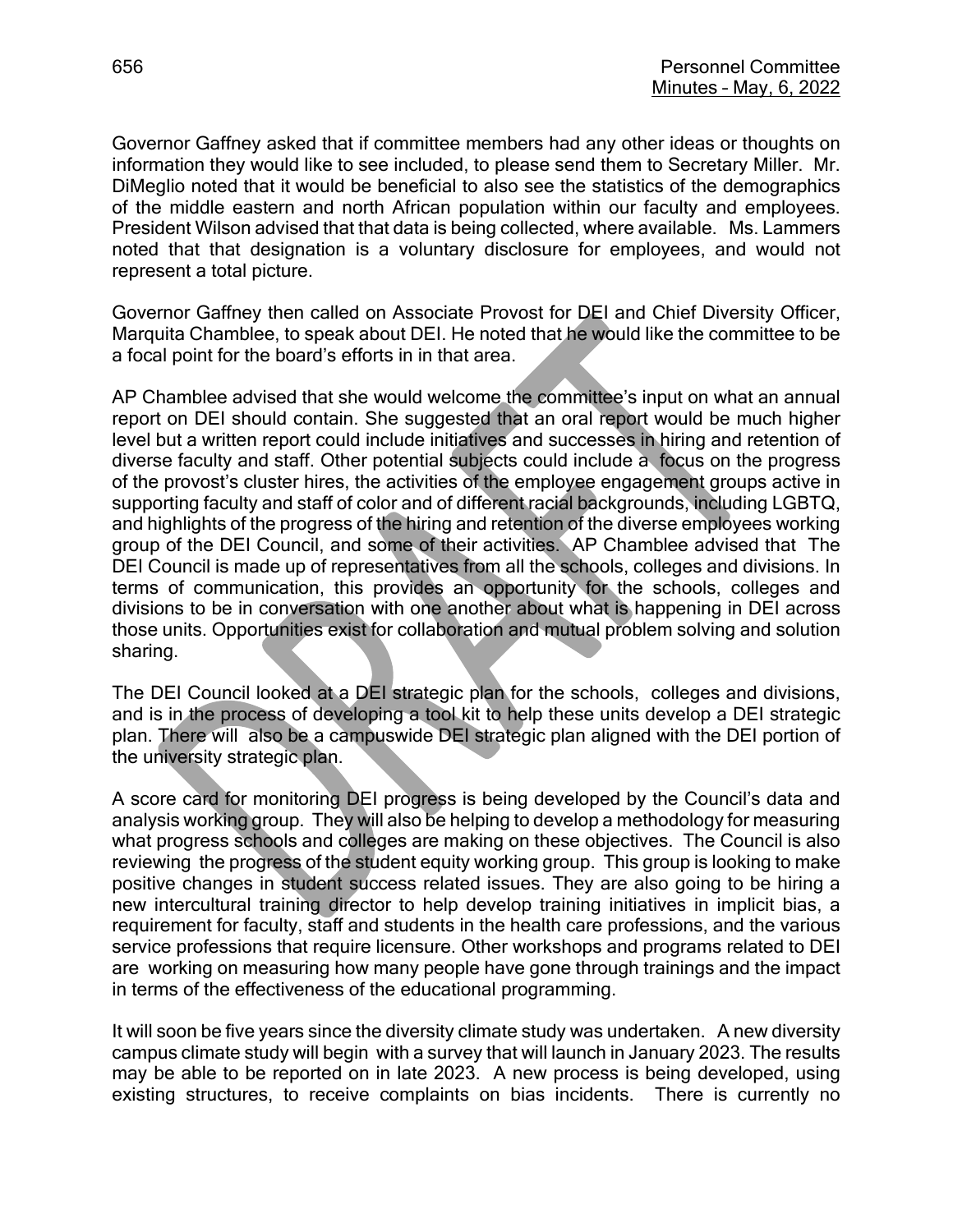Governor Gaffney asked that if committee members had any other ideas or thoughts on information they would like to see included, to please send them to Secretary Miller. Mr. DiMeglio noted that it would be beneficial to also see the statistics of the demographics of the middle eastern and north African population within our faculty and employees. President Wilson advised that that data is being collected, where available. Ms. Lammers noted that that designation is a voluntary disclosure for employees, and would not represent a total picture.

Governor Gaffney then called on Associate Provost for DEI and Chief Diversity Officer, Marquita Chamblee, to speak about DEI. He noted that he would like the committee to be a focal point for the board's efforts in in that area.

AP Chamblee advised that she would welcome the committee's input on what an annual report on DEI should contain. She suggested that an oral report would be much higher level but a written report could include initiatives and successes in hiring and retention of diverse faculty and staff. Other potential subjects could include a focus on the progress of the provost's cluster hires, the activities of the employee engagement groups active in supporting faculty and staff of color and of different racial backgrounds, including LGBTQ, and highlights of the progress of the hiring and retention of the diverse employees working group of the DEI Council, and some of their activities. AP Chamblee advised that The DEI Council is made up of representatives from all the schools, colleges and divisions. In terms of communication, this provides an opportunity for the schools, colleges and divisions to be in conversation with one another about what is happening in DEI across those units. Opportunities exist for collaboration and mutual problem solving and solution sharing.

The DEI Council looked at a DEI strategic plan for the schools, colleges and divisions, and is in the process of developing a tool kit to help these units develop a DEI strategic plan. There will also be a campuswide DEI strategic plan aligned with the DEI portion of the university strategic plan.

A score card for monitoring DEI progress is being developed by the Council's data and analysis working group. They will also be helping to develop a methodology for measuring what progress schools and colleges are making on these objectives. The Council is also reviewing the progress of the student equity working group. This group is looking to make positive changes in student success related issues. They are also going to be hiring a new intercultural training director to help develop training initiatives in implicit bias, a requirement for faculty, staff and students in the health care professions, and the various service professions that require licensure. Other workshops and programs related to DEI are working on measuring how many people have gone through trainings and the impact in terms of the effectiveness of the educational programming.

It will soon be five years since the diversity climate study was undertaken. A new diversity campus climate study will begin with a survey that will launch in January 2023. The results may be able to be reported on in late 2023. A new process is being developed, using existing structures, to receive complaints on bias incidents. There is currently no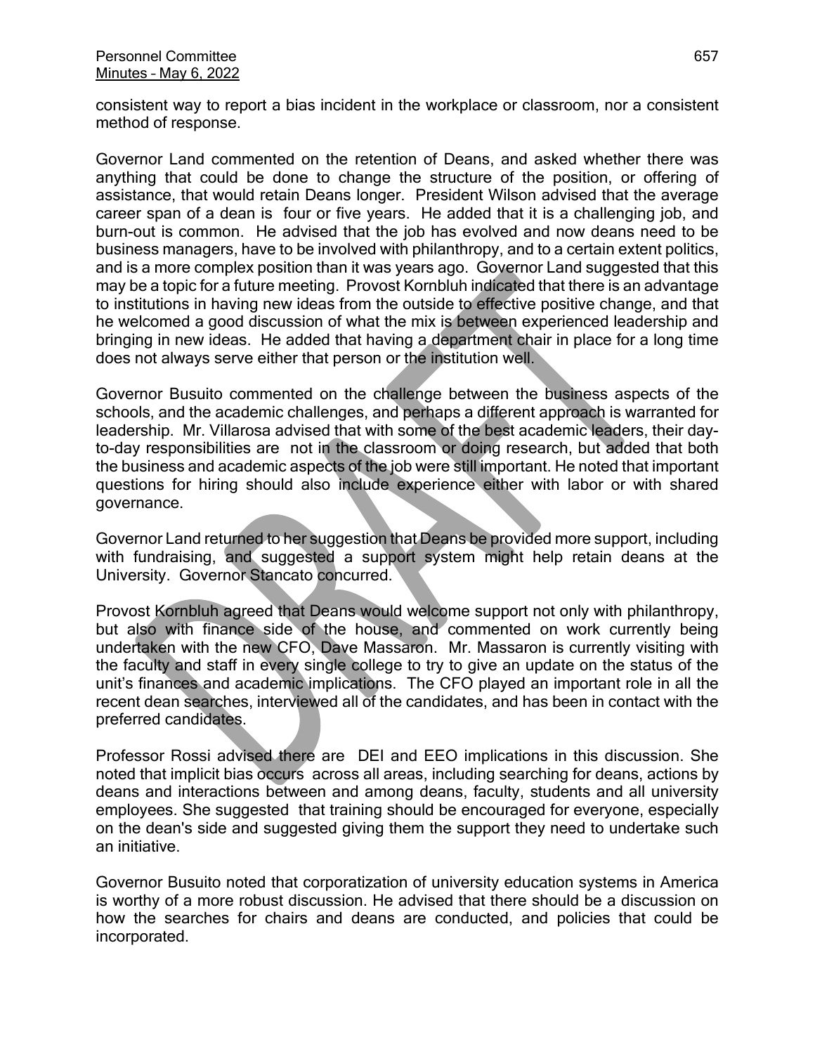consistent way to report a bias incident in the workplace or classroom, nor a consistent method of response.

Governor Land commented on the retention of Deans, and asked whether there was anything that could be done to change the structure of the position, or offering of assistance, that would retain Deans longer. President Wilson advised that the average career span of a dean is four or five years. He added that it is a challenging job, and burn-out is common. He advised that the job has evolved and now deans need to be business managers, have to be involved with philanthropy, and to a certain extent politics, and is a more complex position than it was years ago. Governor Land suggested that this may be a topic for a future meeting. Provost Kornbluh indicated that there is an advantage to institutions in having new ideas from the outside to effective positive change, and that he welcomed a good discussion of what the mix is between experienced leadership and bringing in new ideas. He added that having a department chair in place for a long time does not always serve either that person or the institution well.

Governor Busuito commented on the challenge between the business aspects of the schools, and the academic challenges, and perhaps a different approach is warranted for leadership. Mr. Villarosa advised that with some of the best academic leaders, their day-to-day responsibilities are not in the classroom or doing research, but added that both the business and academic aspects of the job were still important. He noted that important questions for hiring should also include experience either with labor or with shared governance.

Governor Land returned to her suggestion that Deans be provided more support, including with fundraising, and suggested a support system might help retain deans at the University. Governor Stancato concurred.

Provost Kornbluh agreed that Deans would welcome support not only with philanthropy, but also with finance side of the house, and commented on work currently being undertaken with the new CFO, Dave Massaron. Mr. Massaron is currently visiting with the faculty and staff in every single college to try to give an update on the status of the unit's finances and academic implications. The CFO played an important role in all the recent dean searches, interviewed all of the candidates, and has been in contact with the preferred candidates.

Professor Rossi advised there are DEI and EEO implications in this discussion. She noted that implicit bias occurs across all areas, including searching for deans, actions by deans and interactions between and among deans, faculty, students and all university employees. She suggested that training should be encouraged for everyone, especially on the dean's side and suggested giving them the support they need to undertake such an initiative.

Governor Busuito noted that corporatization of university education systems in America is worthy of a more robust discussion. He advised that there should be a discussion on how the searches for chairs and deans are conducted, and policies that could be incorporated.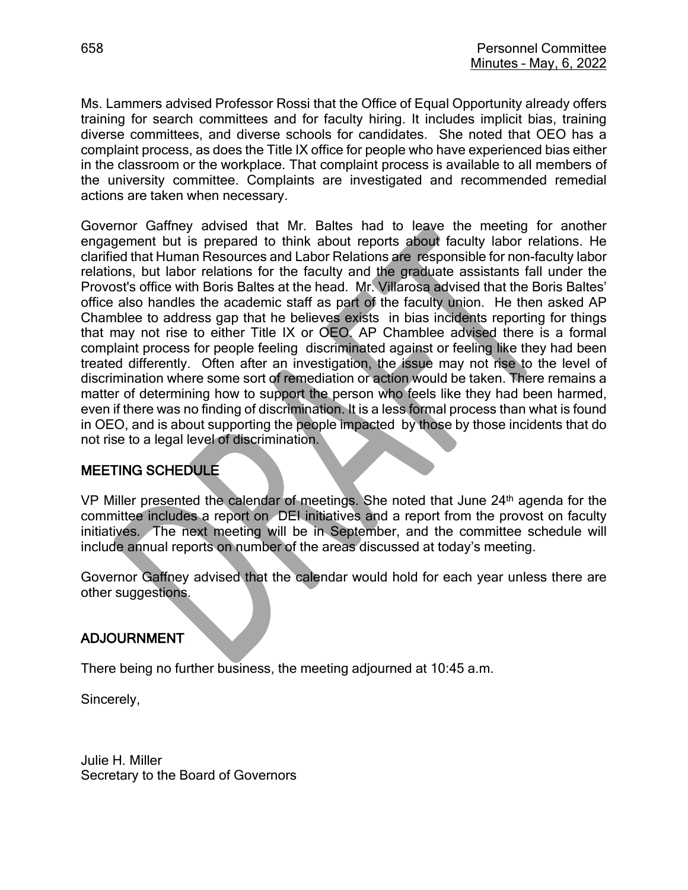Ms. Lammers advised Professor Rossi that the Office of Equal Opportunity already offers training for search committees and for faculty hiring. It includes implicit bias, training diverse committees, and diverse schools for candidates. She noted that OEO has a complaint process, as does the Title IX office for people who have experienced bias either in the classroom or the workplace. That complaint process is available to all members of the university committee. Complaints are investigated and recommended remedial actions are taken when necessary.

Governor Gaffney advised that Mr. Baltes had to leave the meeting for another engagement but is prepared to think about reports about faculty labor relations. He clarified that Human Resources and Labor Relations are responsible for non-faculty labor relations, but labor relations for the faculty and the graduate assistants fall under the Provost's office with Boris Baltes at the head. Mr. Villarosa advised that the Boris Baltes' office also handles the academic staff as part of the faculty union. He then asked AP Chamblee to address gap that he believes exists in bias incidents reporting for things that may not rise to either Title IX or OEO. AP Chamblee advised there is a formal complaint process for people feeling discriminated against or feeling like they had been treated differently. Often after an investigation, the issue may not rise to the level of discrimination where some sort of remediation or action would be taken. There remains a matter of determining how to support the person who feels like they had been harmed, even if there was no finding of discrimination. It is a less formal process than what is found in OEO, and is about supporting the people impacted by those by those incidents that do not rise to a legal level of discrimination.

## MEETING SCHEDULE

VP Miller presented the calendar of meetings. She noted that June 24th agenda for the committee includes a report on DEI initiatives and a report from the provost on faculty initiatives. The next meeting will be in September, and the committee schedule will include annual reports on number of the areas discussed at today's meeting.

Governor Gaffney advised that the calendar would hold for each year unless there are other suggestions.

## ADJOURNMENT

There being no further business, the meeting adjourned at 10:45 a.m.

Sincerely,

Julie H. Miller
Secretary to the Board of Governors